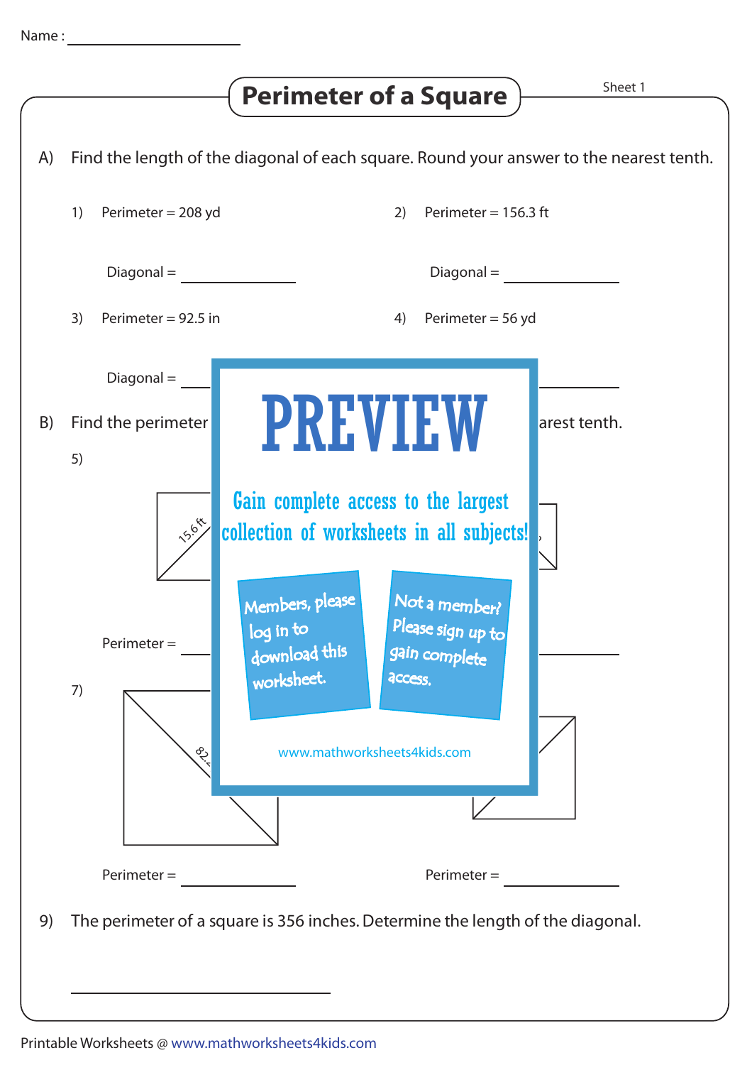Name : ____________________

# Perimeter of a Square

Sheet 1

A) Find the length of the diagonal of each square. Round your answer to the nearest tenth.

1) Perimeter = 208 yd

Diagonal = ____________

2) Perimeter = 156.3 ft

Diagonal = ____________

3) Perimeter = 92.5 in

Diagonal = ____________

4) Perimeter = 56 yd

____________

B) Find the perimeter ... arest tenth.

5)

15.6 ft

Perimeter = ____________

7)

82.

Perimeter = ____________

Perimeter = ____________

PREVIEW

Gain complete access to the largest collection of worksheets in all subjects!

Members, please log in to download this worksheet.

Not a member? Please sign up to gain complete access.

www.mathworksheets4kids.com

9) The perimeter of a square is 356 inches. Determine the length of the diagonal.

____________________

Printable Worksheets @ www.mathworksheets4kids.com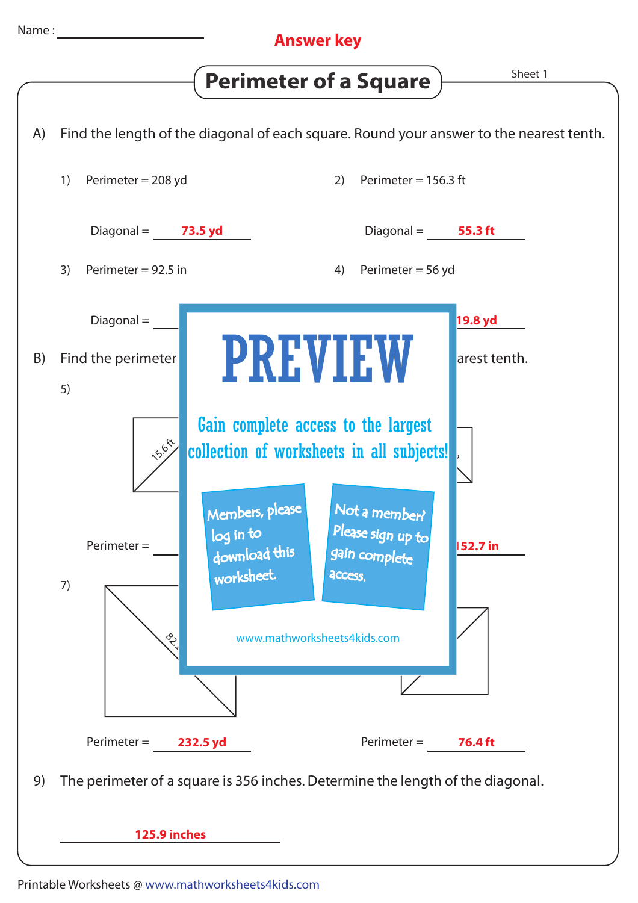Name : ____________________

**Answer key**

# Perimeter of a Square

Sheet 1

A) Find the length of the diagonal of each square. Round your answer to the nearest tenth.

1) Perimeter = 208 yd

Diagonal = **73.5 yd**

2) Perimeter = 156.3 ft

Diagonal = **55.3 ft**

3) Perimeter = 92.5 in

Diagonal = ____

4) Perimeter = 56 yd

Diagonal = **19.8 yd**

B) Find the perimeter ... arest tenth.

5)

15.6 ft

Perimeter = ____

6)

Perimeter = **152.7 in**

7)

82.

Perimeter = **232.5 yd**

8)

Perimeter = **76.4 ft**

PREVIEW

Gain complete access to the largest collection of worksheets in all subjects!

Members, please log in to download this worksheet.

Not a member? Please sign up to gain complete access.

www.mathworksheets4kids.com

9) The perimeter of a square is 356 inches. Determine the length of the diagonal.

**125.9 inches**

Printable Worksheets @ www.mathworksheets4kids.com